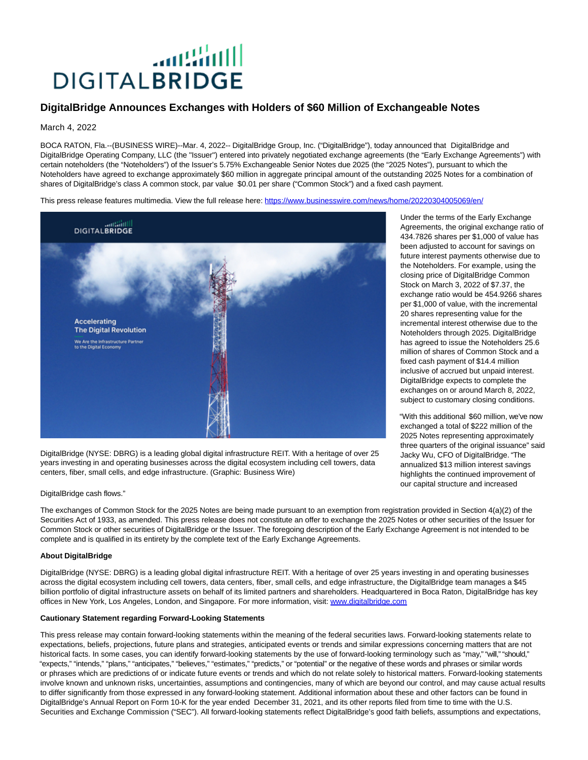# DigitalBridge Announces Exchanges with Holders of $60 Million of Exchangeable Notes

March 4, 2022

BOCA RATON, Fla.--(BUSINESS WIRE)--Mar. 4, 2022-- DigitalBridge Group, Inc. ("DigitalBridge"), today announced that DigitalBridge and DigitalBridge Operating Company, LLC (the "Issuer") entered into privately negotiated exchange agreements (the "Early Exchange Agreements") with certain noteholders (the "Noteholders") of the Issuer's 5.75% Exchangeable Senior Notes due 2025 (the "2025 Notes"), pursuant to which the Noteholders have agreed to exchange approximately $60 million in aggregate principal amount of the outstanding 2025 Notes for a combination of shares of DigitalBridge's class A common stock, par value $0.01 per share ("Common Stock") and a fixed cash payment.

This press release features multimedia. View the full release here: https://www.businesswire.com/news/home/20220304005069/en/

DigitalBridge (NYSE: DBRG) is a leading global digital infrastructure REIT. With a heritage of over 25 years investing in and operating businesses across the digital ecosystem including cell towers, data centers, fiber, small cells, and edge infrastructure. (Graphic: Business Wire)

Under the terms of the Early Exchange Agreements, the original exchange ratio of 434.7826 shares per $1,000 of value has been adjusted to account for savings on future interest payments otherwise due to the Noteholders. For example, using the closing price of DigitalBridge Common Stock on March 3, 2022 of $7.37, the exchange ratio would be 454.9266 shares per $1,000 of value, with the incremental 20 shares representing value for the incremental interest otherwise due to the Noteholders through 2025. DigitalBridge has agreed to issue the Noteholders 25.6 million of shares of Common Stock and a fixed cash payment of $14.4 million inclusive of accrued but unpaid interest. DigitalBridge expects to complete the exchanges on or around March 8, 2022, subject to customary closing conditions.

"With this additional $60 million, we've now exchanged a total of $222 million of the 2025 Notes representing approximately three quarters of the original issuance" said Jacky Wu, CFO of DigitalBridge. "The annualized $13 million interest savings highlights the continued improvement of our capital structure and increased DigitalBridge cash flows."

The exchanges of Common Stock for the 2025 Notes are being made pursuant to an exemption from registration provided in Section 4(a)(2) of the Securities Act of 1933, as amended. This press release does not constitute an offer to exchange the 2025 Notes or other securities of the Issuer for Common Stock or other securities of DigitalBridge or the Issuer. The foregoing description of the Early Exchange Agreement is not intended to be complete and is qualified in its entirety by the complete text of the Early Exchange Agreements.

**About DigitalBridge**

DigitalBridge (NYSE: DBRG) is a leading global digital infrastructure REIT. With a heritage of over 25 years investing in and operating businesses across the digital ecosystem including cell towers, data centers, fiber, small cells, and edge infrastructure, the DigitalBridge team manages a $45 billion portfolio of digital infrastructure assets on behalf of its limited partners and shareholders. Headquartered in Boca Raton, DigitalBridge has key offices in New York, Los Angeles, London, and Singapore. For more information, visit: www.digitalbridge.com

**Cautionary Statement regarding Forward-Looking Statements**

This press release may contain forward-looking statements within the meaning of the federal securities laws. Forward-looking statements relate to expectations, beliefs, projections, future plans and strategies, anticipated events or trends and similar expressions concerning matters that are not historical facts. In some cases, you can identify forward-looking statements by the use of forward-looking terminology such as "may," "will," "should," "expects," "intends," "plans," "anticipates," "believes," "estimates," "predicts," or "potential" or the negative of these words and phrases or similar words or phrases which are predictions of or indicate future events or trends and which do not relate solely to historical matters. Forward-looking statements involve known and unknown risks, uncertainties, assumptions and contingencies, many of which are beyond our control, and may cause actual results to differ significantly from those expressed in any forward-looking statement. Additional information about these and other factors can be found in DigitalBridge's Annual Report on Form 10-K for the year ended December 31, 2021, and its other reports filed from time to time with the U.S. Securities and Exchange Commission ("SEC"). All forward-looking statements reflect DigitalBridge's good faith beliefs, assumptions and expectations,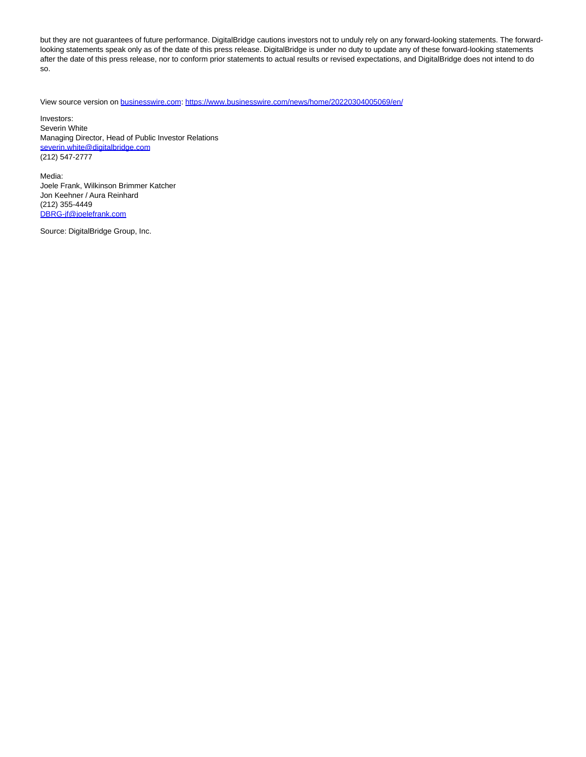but they are not guarantees of future performance. DigitalBridge cautions investors not to unduly rely on any forward-looking statements. The forward-looking statements speak only as of the date of this press release. DigitalBridge is under no duty to update any of these forward-looking statements after the date of this press release, nor to conform prior statements to actual results or revised expectations, and DigitalBridge does not intend to do so.

View source version on [businesswire.com](https://businesswire.com): [https://www.businesswire.com/news/home/20220304005069/en/](https://www.businesswire.com/news/home/20220304005069/en/)

Investors:
Severin White
Managing Director, Head of Public Investor Relations
[severin.white@digitalbridge.com](mailto:severin.white@digitalbridge.com)
(212) 547-2777

Media:
Joele Frank, Wilkinson Brimmer Katcher
Jon Keehner / Aura Reinhard
(212) 355-4449
[DBRG-jf@joelefrank.com](mailto:DBRG-jf@joelefrank.com)

Source: DigitalBridge Group, Inc.